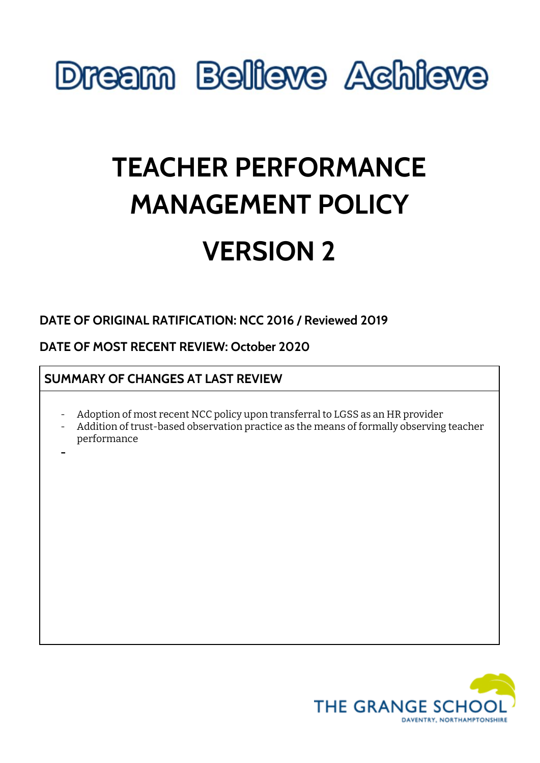Dream Believe Achieve

# TEACHER PERFORMANCE MANAGEMENT POLICY

# VERSION 2

**DATE OF ORIGINAL RATIFICATION: NCC 2016 / Reviewed 2019**

**DATE OF MOST RECENT REVIEW: October 2020**

| SUMMARY OF CHANGES AT LAST REVIEW |
|---|
| - Adoption of most recent NCC policy upon transferral to LGSS as an HR provider<br>- Addition of trust-based observation practice as the means of formally observing teacher performance<br>- |

THE GRANGE SCHOOL
DAVENTRY, NORTHAMPTONSHIRE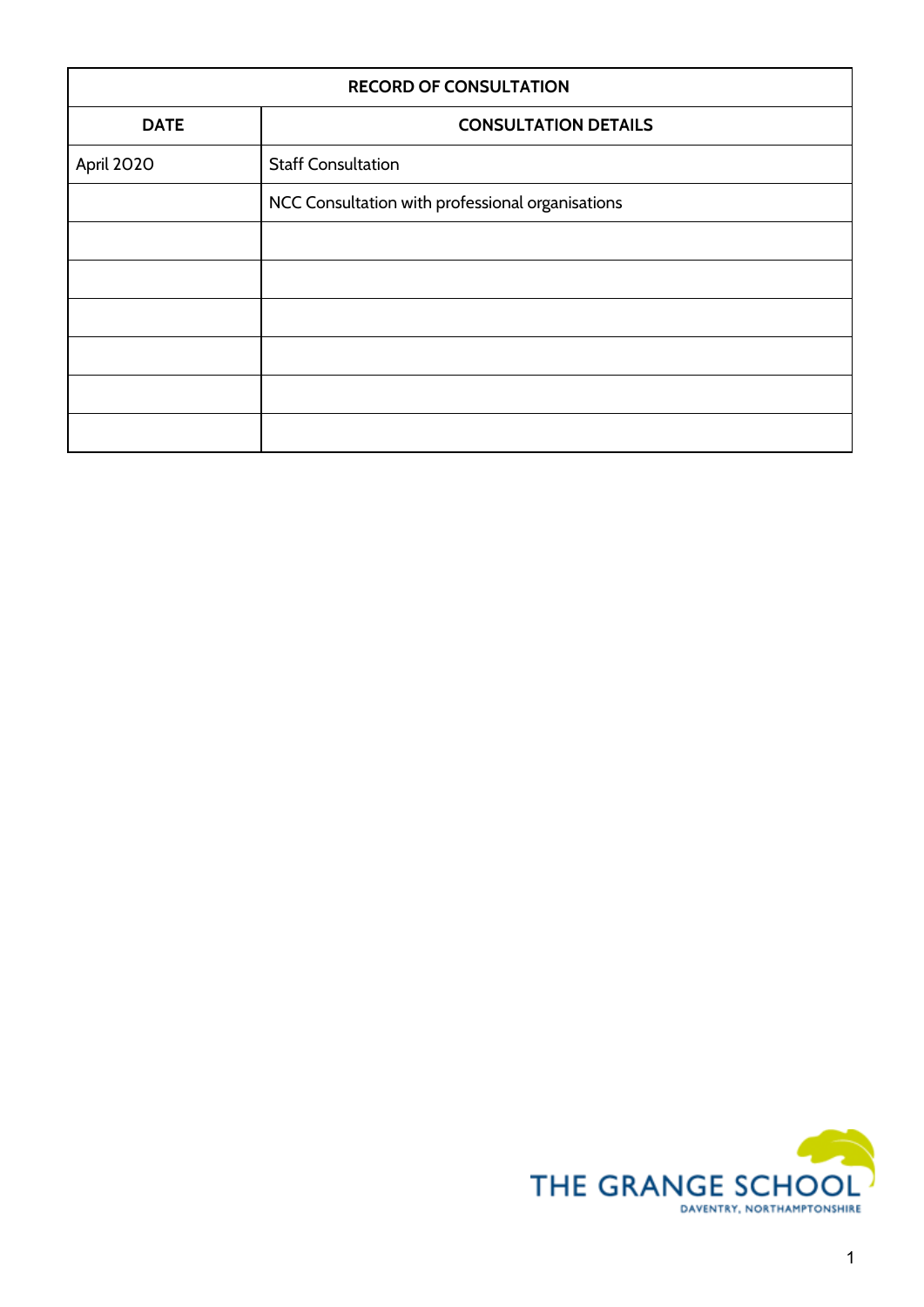| RECORD OF CONSULTATION | |
|---|---|
| **DATE** | **CONSULTATION DETAILS** |
| April 2020 | Staff Consultation |
| | NCC Consultation with professional organisations |
| | |
| | |
| | |
| | |
| | |
| | |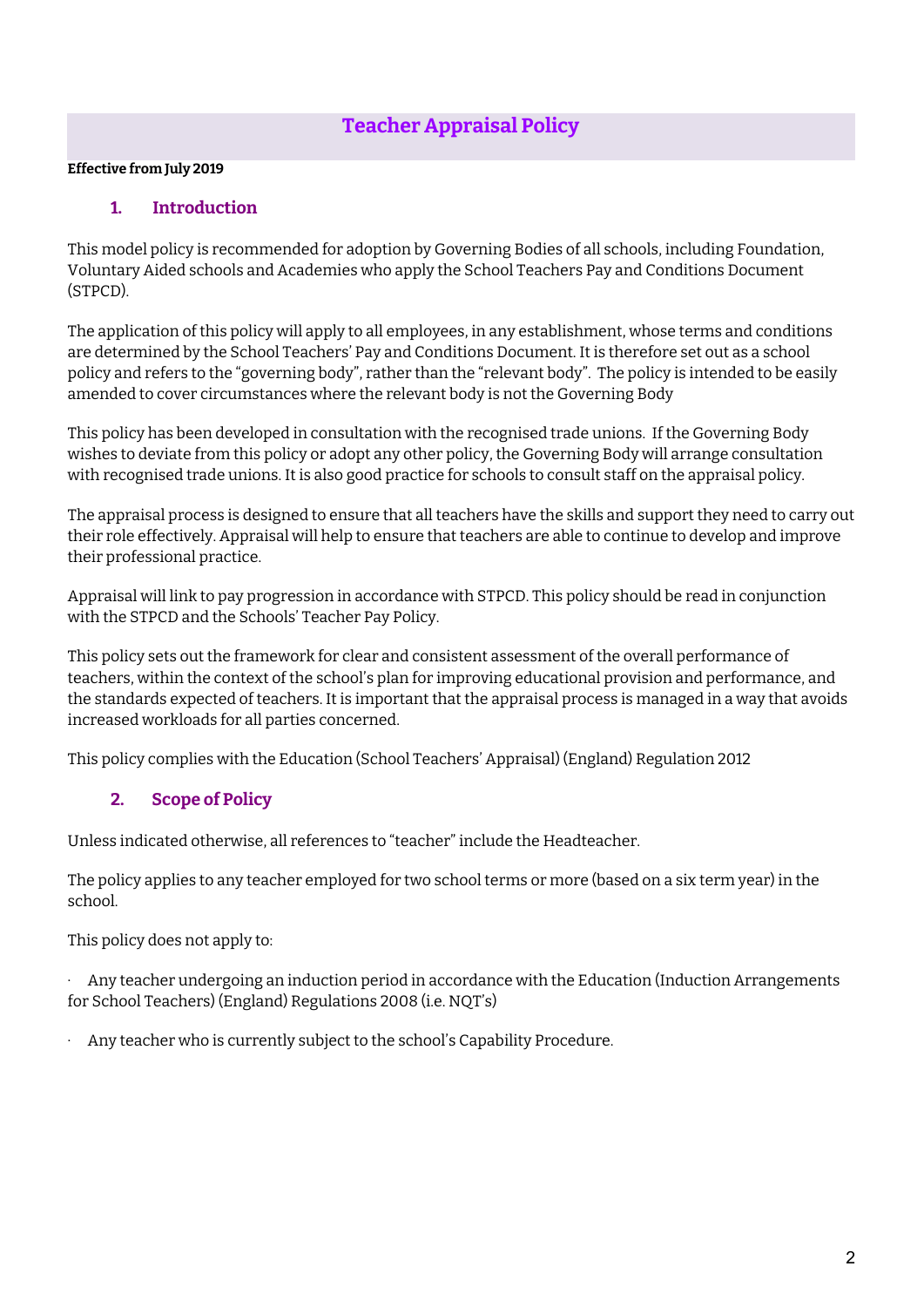# Teacher Appraisal Policy

**Effective from July 2019**

## 1. Introduction

This model policy is recommended for adoption by Governing Bodies of all schools, including Foundation, Voluntary Aided schools and Academies who apply the School Teachers Pay and Conditions Document (STPCD).

The application of this policy will apply to all employees, in any establishment, whose terms and conditions are determined by the School Teachers' Pay and Conditions Document. It is therefore set out as a school policy and refers to the "governing body", rather than the "relevant body". The policy is intended to be easily amended to cover circumstances where the relevant body is not the Governing Body

This policy has been developed in consultation with the recognised trade unions. If the Governing Body wishes to deviate from this policy or adopt any other policy, the Governing Body will arrange consultation with recognised trade unions. It is also good practice for schools to consult staff on the appraisal policy.

The appraisal process is designed to ensure that all teachers have the skills and support they need to carry out their role effectively. Appraisal will help to ensure that teachers are able to continue to develop and improve their professional practice.

Appraisal will link to pay progression in accordance with STPCD. This policy should be read in conjunction with the STPCD and the Schools' Teacher Pay Policy.

This policy sets out the framework for clear and consistent assessment of the overall performance of teachers, within the context of the school's plan for improving educational provision and performance, and the standards expected of teachers. It is important that the appraisal process is managed in a way that avoids increased workloads for all parties concerned.

This policy complies with the Education (School Teachers' Appraisal) (England) Regulation 2012

## 2. Scope of Policy

Unless indicated otherwise, all references to "teacher" include the Headteacher.

The policy applies to any teacher employed for two school terms or more (based on a six term year) in the school.

This policy does not apply to:

- Any teacher undergoing an induction period in accordance with the Education (Induction Arrangements for School Teachers) (England) Regulations 2008 (i.e. NQT's)
- Any teacher who is currently subject to the school's Capability Procedure.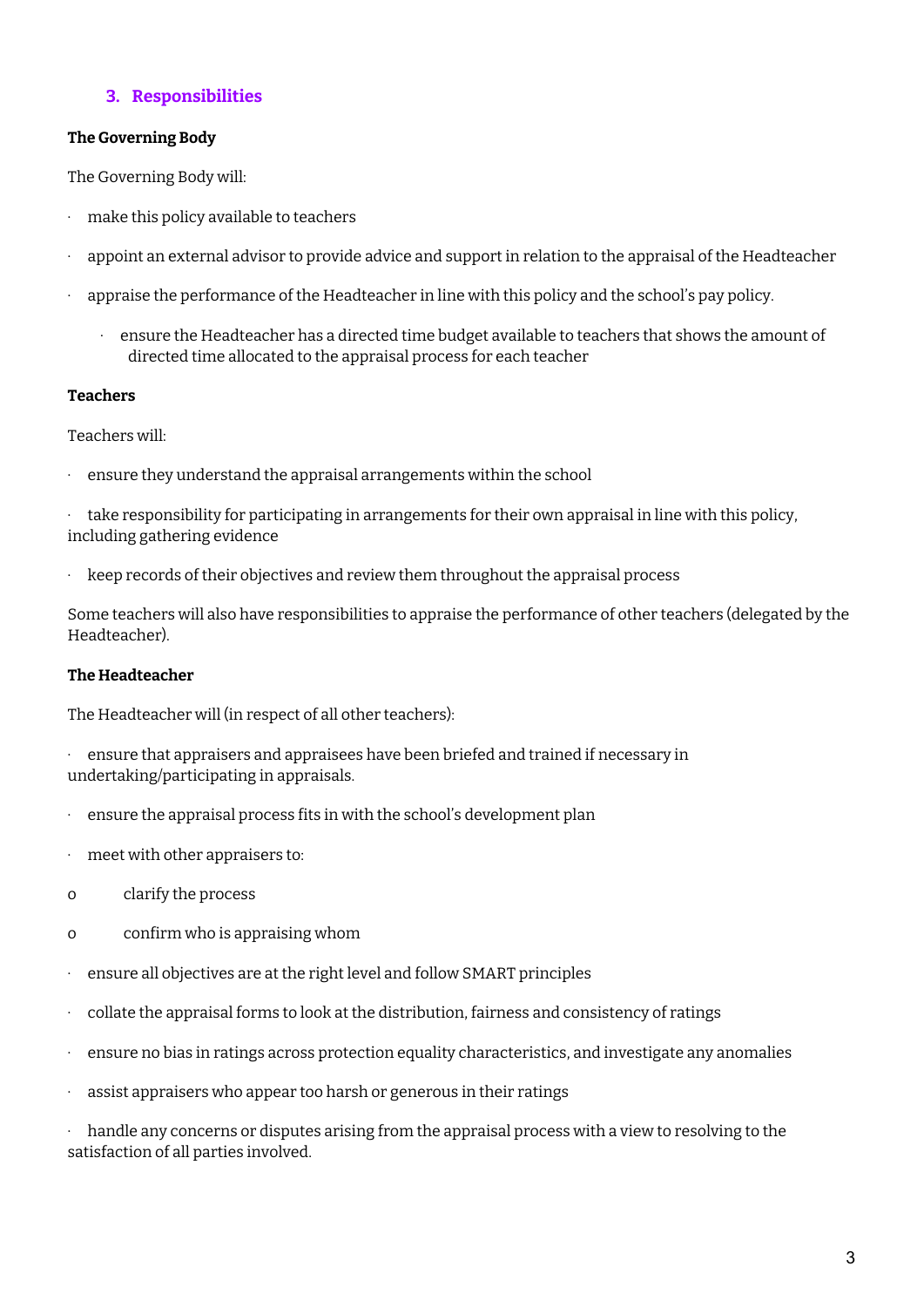## 3. Responsibilities

**The Governing Body**

The Governing Body will:

- make this policy available to teachers
- appoint an external advisor to provide advice and support in relation to the appraisal of the Headteacher
- appraise the performance of the Headteacher in line with this policy and the school's pay policy.
  - ensure the Headteacher has a directed time budget available to teachers that shows the amount of directed time allocated to the appraisal process for each teacher

**Teachers**

Teachers will:

- ensure they understand the appraisal arrangements within the school
- take responsibility for participating in arrangements for their own appraisal in line with this policy, including gathering evidence
- keep records of their objectives and review them throughout the appraisal process

Some teachers will also have responsibilities to appraise the performance of other teachers (delegated by the Headteacher).

**The Headteacher**

The Headteacher will (in respect of all other teachers):

- ensure that appraisers and appraisees have been briefed and trained if necessary in undertaking/participating in appraisals.
- ensure the appraisal process fits in with the school's development plan
- meet with other appraisers to:
  - clarify the process
  - confirm who is appraising whom
- ensure all objectives are at the right level and follow SMART principles
- collate the appraisal forms to look at the distribution, fairness and consistency of ratings
- ensure no bias in ratings across protection equality characteristics, and investigate any anomalies
- assist appraisers who appear too harsh or generous in their ratings
- handle any concerns or disputes arising from the appraisal process with a view to resolving to the satisfaction of all parties involved.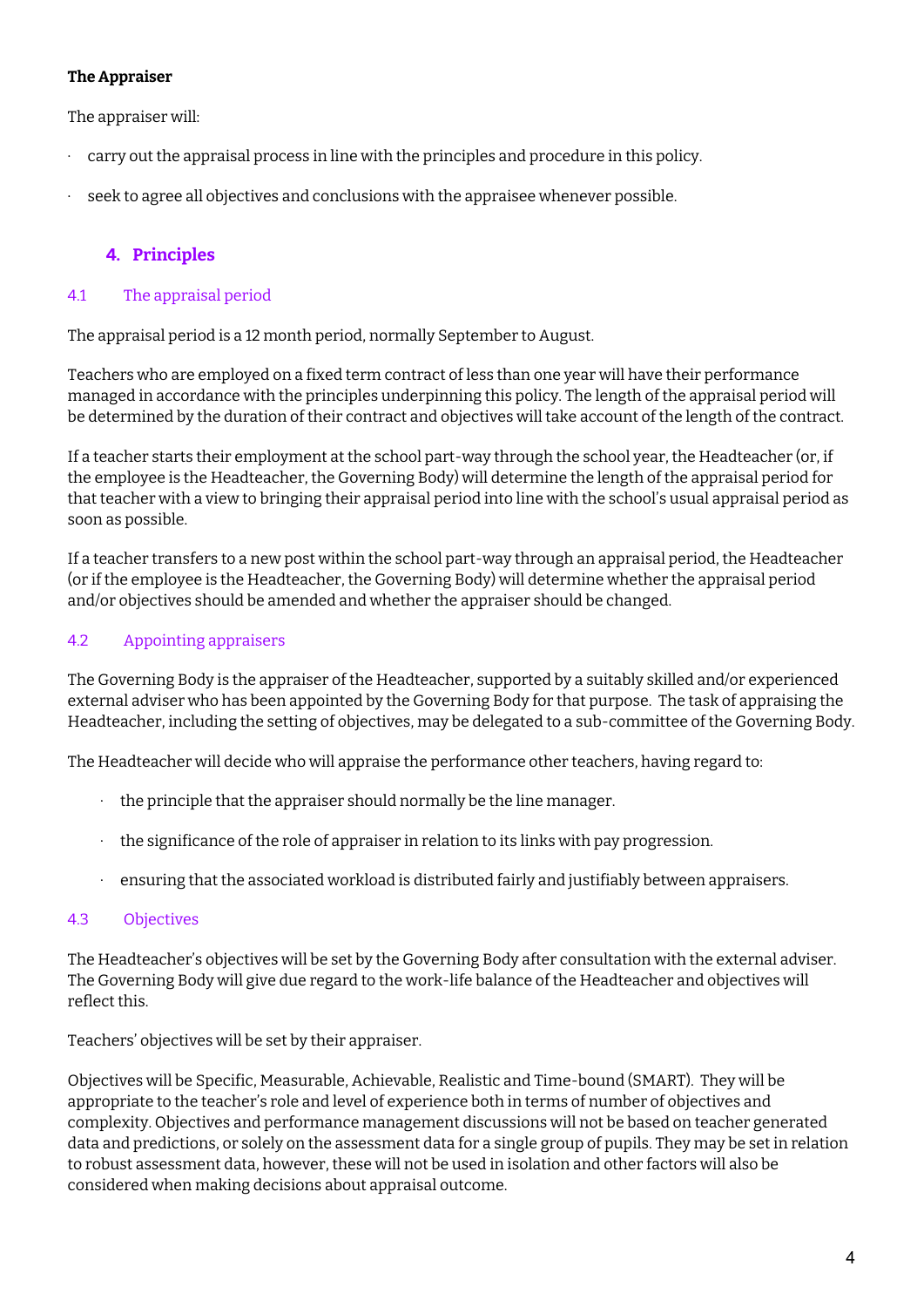**The Appraiser**

The appraiser will:

- carry out the appraisal process in line with the principles and procedure in this policy.
- seek to agree all objectives and conclusions with the appraisee whenever possible.

## 4. Principles

### 4.1 The appraisal period

The appraisal period is a 12 month period, normally September to August.

Teachers who are employed on a fixed term contract of less than one year will have their performance managed in accordance with the principles underpinning this policy. The length of the appraisal period will be determined by the duration of their contract and objectives will take account of the length of the contract.

If a teacher starts their employment at the school part-way through the school year, the Headteacher (or, if the employee is the Headteacher, the Governing Body) will determine the length of the appraisal period for that teacher with a view to bringing their appraisal period into line with the school's usual appraisal period as soon as possible.

If a teacher transfers to a new post within the school part-way through an appraisal period, the Headteacher (or if the employee is the Headteacher, the Governing Body) will determine whether the appraisal period and/or objectives should be amended and whether the appraiser should be changed.

### 4.2 Appointing appraisers

The Governing Body is the appraiser of the Headteacher, supported by a suitably skilled and/or experienced external adviser who has been appointed by the Governing Body for that purpose. The task of appraising the Headteacher, including the setting of objectives, may be delegated to a sub-committee of the Governing Body.

The Headteacher will decide who will appraise the performance other teachers, having regard to:

- the principle that the appraiser should normally be the line manager.
- the significance of the role of appraiser in relation to its links with pay progression.
- ensuring that the associated workload is distributed fairly and justifiably between appraisers.

### 4.3 Objectives

The Headteacher's objectives will be set by the Governing Body after consultation with the external adviser. The Governing Body will give due regard to the work-life balance of the Headteacher and objectives will reflect this.

Teachers' objectives will be set by their appraiser.

Objectives will be Specific, Measurable, Achievable, Realistic and Time-bound (SMART). They will be appropriate to the teacher's role and level of experience both in terms of number of objectives and complexity. Objectives and performance management discussions will not be based on teacher generated data and predictions, or solely on the assessment data for a single group of pupils. They may be set in relation to robust assessment data, however, these will not be used in isolation and other factors will also be considered when making decisions about appraisal outcome.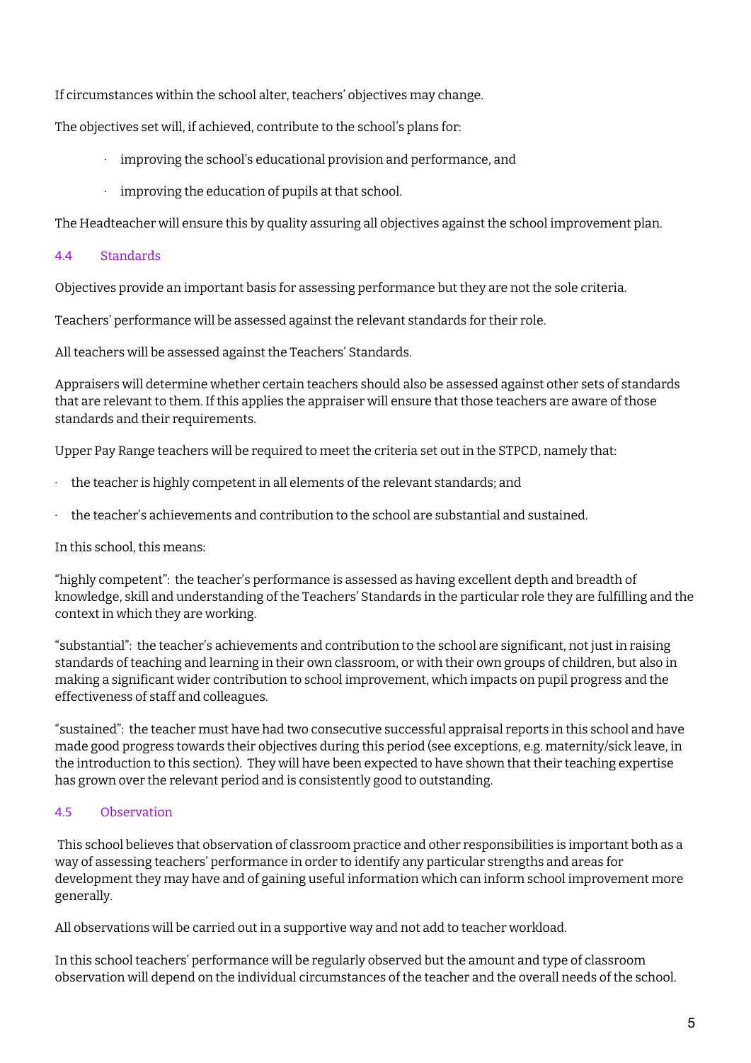If circumstances within the school alter, teachers' objectives may change.

The objectives set will, if achieved, contribute to the school's plans for:

- improving the school's educational provision and performance, and
- improving the education of pupils at that school.

The Headteacher will ensure this by quality assuring all objectives against the school improvement plan.

### 4.4 Standards

Objectives provide an important basis for assessing performance but they are not the sole criteria.

Teachers' performance will be assessed against the relevant standards for their role.

All teachers will be assessed against the Teachers' Standards.

Appraisers will determine whether certain teachers should also be assessed against other sets of standards that are relevant to them. If this applies the appraiser will ensure that those teachers are aware of those standards and their requirements.

Upper Pay Range teachers will be required to meet the criteria set out in the STPCD, namely that:

- the teacher is highly competent in all elements of the relevant standards; and
- the teacher's achievements and contribution to the school are substantial and sustained.

In this school, this means:

"highly competent": the teacher's performance is assessed as having excellent depth and breadth of knowledge, skill and understanding of the Teachers' Standards in the particular role they are fulfilling and the context in which they are working.

"substantial": the teacher's achievements and contribution to the school are significant, not just in raising standards of teaching and learning in their own classroom, or with their own groups of children, but also in making a significant wider contribution to school improvement, which impacts on pupil progress and the effectiveness of staff and colleagues.

"sustained": the teacher must have had two consecutive successful appraisal reports in this school and have made good progress towards their objectives during this period (see exceptions, e.g. maternity/sick leave, in the introduction to this section). They will have been expected to have shown that their teaching expertise has grown over the relevant period and is consistently good to outstanding.

### 4.5 Observation

This school believes that observation of classroom practice and other responsibilities is important both as a way of assessing teachers' performance in order to identify any particular strengths and areas for development they may have and of gaining useful information which can inform school improvement more generally.

All observations will be carried out in a supportive way and not add to teacher workload.

In this school teachers' performance will be regularly observed but the amount and type of classroom observation will depend on the individual circumstances of the teacher and the overall needs of the school.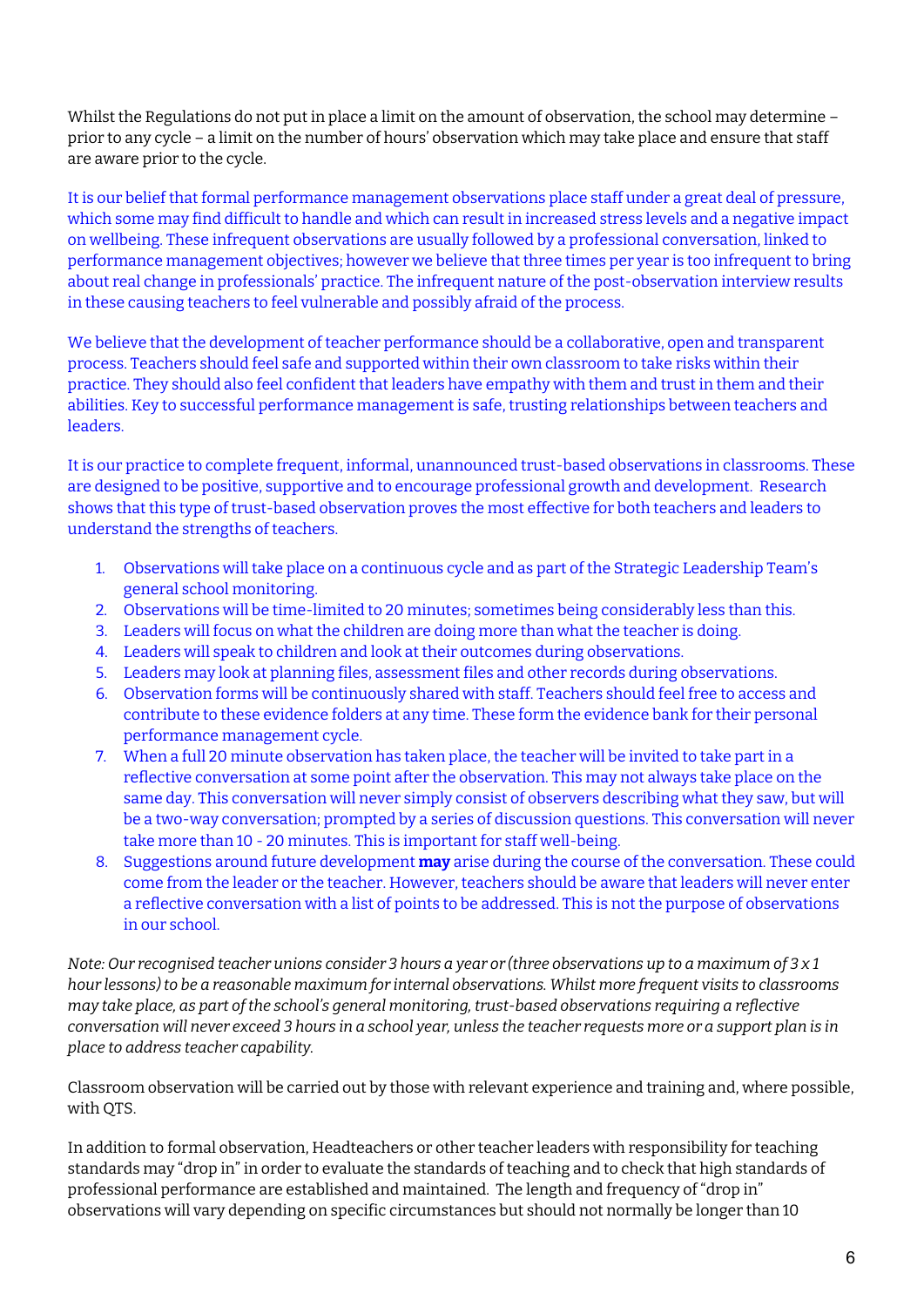Whilst the Regulations do not put in place a limit on the amount of observation, the school may determine – prior to any cycle – a limit on the number of hours' observation which may take place and ensure that staff are aware prior to the cycle.

It is our belief that formal performance management observations place staff under a great deal of pressure, which some may find difficult to handle and which can result in increased stress levels and a negative impact on wellbeing. These infrequent observations are usually followed by a professional conversation, linked to performance management objectives; however we believe that three times per year is too infrequent to bring about real change in professionals' practice. The infrequent nature of the post-observation interview results in these causing teachers to feel vulnerable and possibly afraid of the process.

We believe that the development of teacher performance should be a collaborative, open and transparent process. Teachers should feel safe and supported within their own classroom to take risks within their practice. They should also feel confident that leaders have empathy with them and trust in them and their abilities. Key to successful performance management is safe, trusting relationships between teachers and leaders.

It is our practice to complete frequent, informal, unannounced trust-based observations in classrooms. These are designed to be positive, supportive and to encourage professional growth and development. Research shows that this type of trust-based observation proves the most effective for both teachers and leaders to understand the strengths of teachers.

1. Observations will take place on a continuous cycle and as part of the Strategic Leadership Team's general school monitoring.
2. Observations will be time-limited to 20 minutes; sometimes being considerably less than this.
3. Leaders will focus on what the children are doing more than what the teacher is doing.
4. Leaders will speak to children and look at their outcomes during observations.
5. Leaders may look at planning files, assessment files and other records during observations.
6. Observation forms will be continuously shared with staff. Teachers should feel free to access and contribute to these evidence folders at any time. These form the evidence bank for their personal performance management cycle.
7. When a full 20 minute observation has taken place, the teacher will be invited to take part in a reflective conversation at some point after the observation. This may not always take place on the same day. This conversation will never simply consist of observers describing what they saw, but will be a two-way conversation; prompted by a series of discussion questions. This conversation will never take more than 10 - 20 minutes. This is important for staff well-being.
8. Suggestions around future development **may** arise during the course of the conversation. These could come from the leader or the teacher. However, teachers should be aware that leaders will never enter a reflective conversation with a list of points to be addressed. This is not the purpose of observations in our school.

*Note: Our recognised teacher unions consider 3 hours a year or (three observations up to a maximum of 3 x 1 hour lessons) to be a reasonable maximum for internal observations. Whilst more frequent visits to classrooms may take place, as part of the school's general monitoring, trust-based observations requiring a reflective conversation will never exceed 3 hours in a school year, unless the teacher requests more or a support plan is in place to address teacher capability.*

Classroom observation will be carried out by those with relevant experience and training and, where possible, with QTS.

In addition to formal observation, Headteachers or other teacher leaders with responsibility for teaching standards may "drop in" in order to evaluate the standards of teaching and to check that high standards of professional performance are established and maintained. The length and frequency of "drop in" observations will vary depending on specific circumstances but should not normally be longer than 10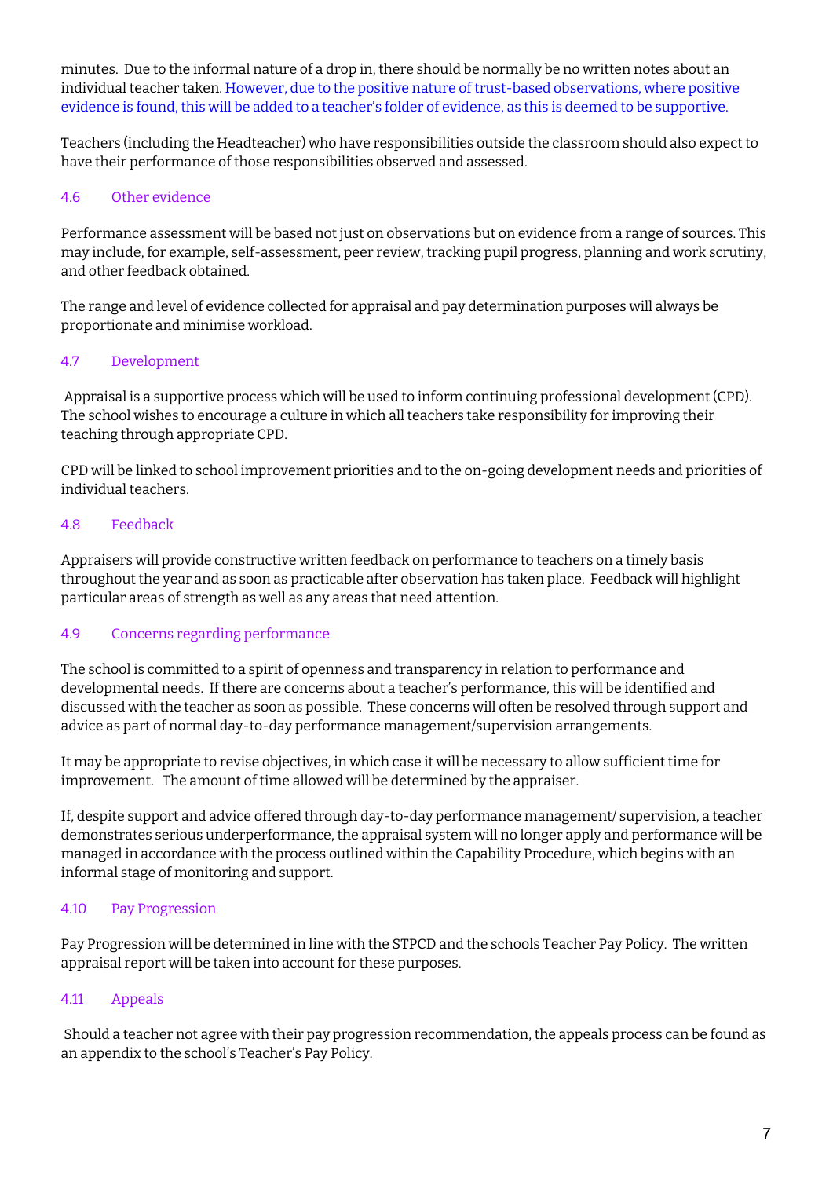minutes. Due to the informal nature of a drop in, there should be normally be no written notes about an individual teacher taken. However, due to the positive nature of trust-based observations, where positive evidence is found, this will be added to a teacher's folder of evidence, as this is deemed to be supportive.

Teachers (including the Headteacher) who have responsibilities outside the classroom should also expect to have their performance of those responsibilities observed and assessed.

### 4.6 Other evidence

Performance assessment will be based not just on observations but on evidence from a range of sources. This may include, for example, self-assessment, peer review, tracking pupil progress, planning and work scrutiny, and other feedback obtained.

The range and level of evidence collected for appraisal and pay determination purposes will always be proportionate and minimise workload.

### 4.7 Development

Appraisal is a supportive process which will be used to inform continuing professional development (CPD). The school wishes to encourage a culture in which all teachers take responsibility for improving their teaching through appropriate CPD.

CPD will be linked to school improvement priorities and to the on-going development needs and priorities of individual teachers.

### 4.8 Feedback

Appraisers will provide constructive written feedback on performance to teachers on a timely basis throughout the year and as soon as practicable after observation has taken place. Feedback will highlight particular areas of strength as well as any areas that need attention.

### 4.9 Concerns regarding performance

The school is committed to a spirit of openness and transparency in relation to performance and developmental needs. If there are concerns about a teacher's performance, this will be identified and discussed with the teacher as soon as possible. These concerns will often be resolved through support and advice as part of normal day-to-day performance management/supervision arrangements.

It may be appropriate to revise objectives, in which case it will be necessary to allow sufficient time for improvement. The amount of time allowed will be determined by the appraiser.

If, despite support and advice offered through day-to-day performance management/ supervision, a teacher demonstrates serious underperformance, the appraisal system will no longer apply and performance will be managed in accordance with the process outlined within the Capability Procedure, which begins with an informal stage of monitoring and support.

### 4.10 Pay Progression

Pay Progression will be determined in line with the STPCD and the schools Teacher Pay Policy. The written appraisal report will be taken into account for these purposes.

### 4.11 Appeals

Should a teacher not agree with their pay progression recommendation, the appeals process can be found as an appendix to the school's Teacher's Pay Policy.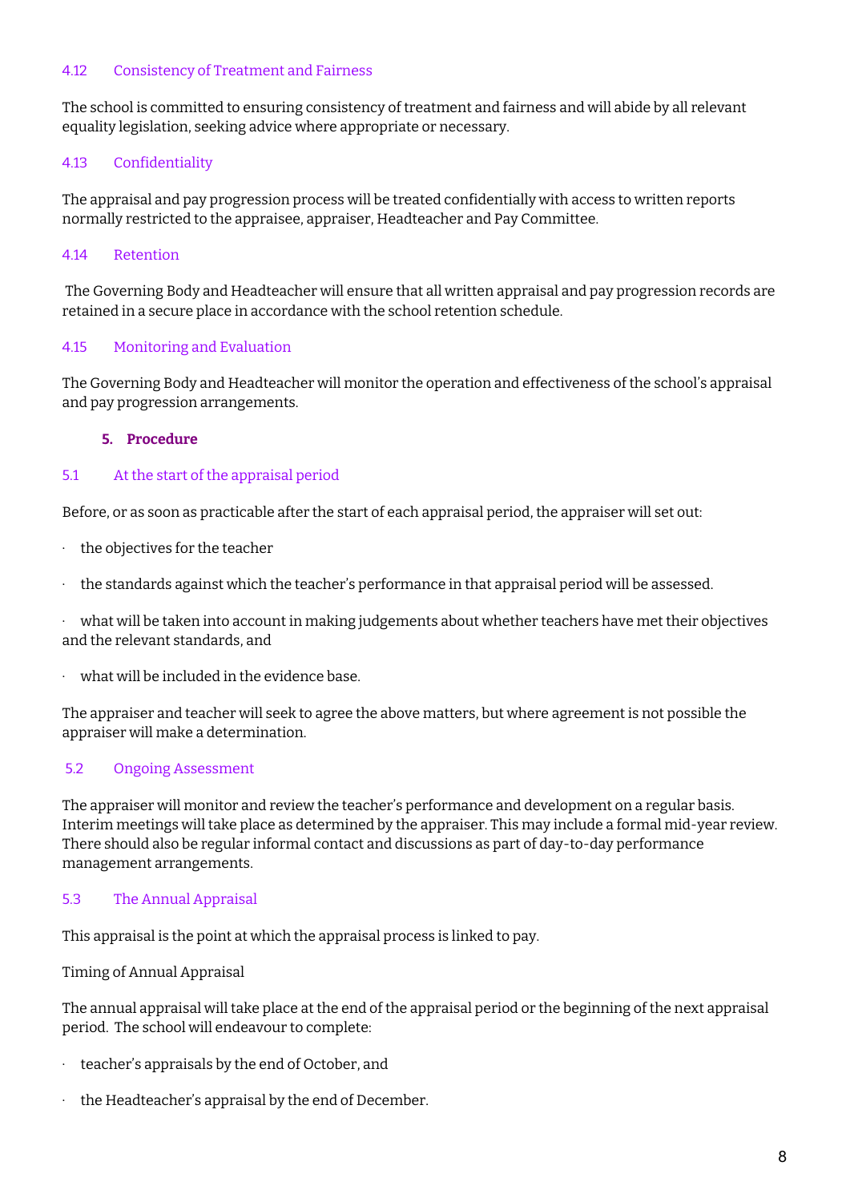### 4.12 Consistency of Treatment and Fairness

The school is committed to ensuring consistency of treatment and fairness and will abide by all relevant equality legislation, seeking advice where appropriate or necessary.

### 4.13 Confidentiality

The appraisal and pay progression process will be treated confidentially with access to written reports normally restricted to the appraisee, appraiser, Headteacher and Pay Committee.

### 4.14 Retention

The Governing Body and Headteacher will ensure that all written appraisal and pay progression records are retained in a secure place in accordance with the school retention schedule.

### 4.15 Monitoring and Evaluation

The Governing Body and Headteacher will monitor the operation and effectiveness of the school's appraisal and pay progression arrangements.

## 5. Procedure

### 5.1 At the start of the appraisal period

Before, or as soon as practicable after the start of each appraisal period, the appraiser will set out:

- the objectives for the teacher
- the standards against which the teacher's performance in that appraisal period will be assessed.
- what will be taken into account in making judgements about whether teachers have met their objectives and the relevant standards, and
- what will be included in the evidence base.

The appraiser and teacher will seek to agree the above matters, but where agreement is not possible the appraiser will make a determination.

### 5.2 Ongoing Assessment

The appraiser will monitor and review the teacher's performance and development on a regular basis. Interim meetings will take place as determined by the appraiser. This may include a formal mid-year review. There should also be regular informal contact and discussions as part of day-to-day performance management arrangements.

### 5.3 The Annual Appraisal

This appraisal is the point at which the appraisal process is linked to pay.

Timing of Annual Appraisal

The annual appraisal will take place at the end of the appraisal period or the beginning of the next appraisal period. The school will endeavour to complete:

- teacher's appraisals by the end of October, and
- the Headteacher's appraisal by the end of December.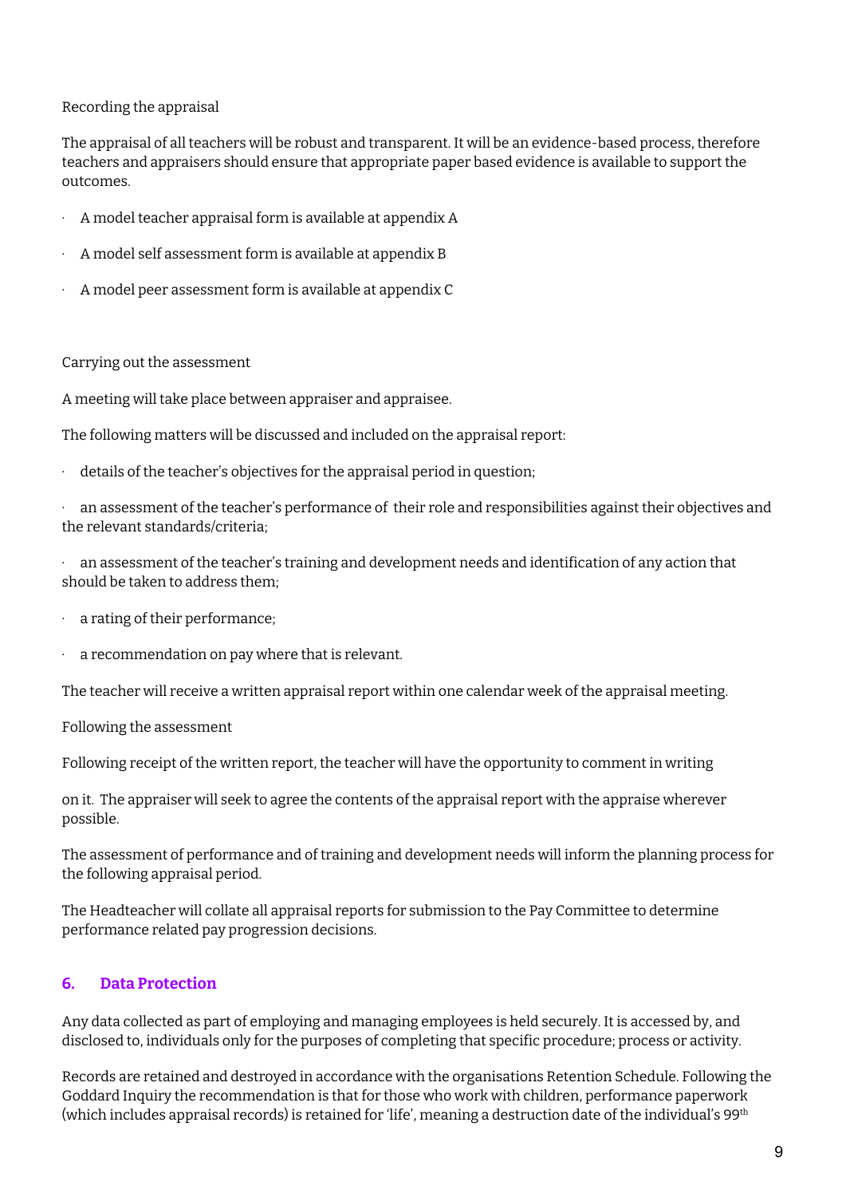Recording the appraisal

The appraisal of all teachers will be robust and transparent. It will be an evidence-based process, therefore teachers and appraisers should ensure that appropriate paper based evidence is available to support the outcomes.

- A model teacher appraisal form is available at appendix A
- A model self assessment form is available at appendix B
- A model peer assessment form is available at appendix C

Carrying out the assessment

A meeting will take place between appraiser and appraisee.

The following matters will be discussed and included on the appraisal report:

- details of the teacher's objectives for the appraisal period in question;
- an assessment of the teacher's performance of their role and responsibilities against their objectives and the relevant standards/criteria;
- an assessment of the teacher's training and development needs and identification of any action that should be taken to address them;
- a rating of their performance;
- a recommendation on pay where that is relevant.

The teacher will receive a written appraisal report within one calendar week of the appraisal meeting.

Following the assessment

Following receipt of the written report, the teacher will have the opportunity to comment in writing

on it. The appraiser will seek to agree the contents of the appraisal report with the apprise wherever possible.

The assessment of performance and of training and development needs will inform the planning process for the following appraisal period.

The Headteacher will collate all appraisal reports for submission to the Pay Committee to determine performance related pay progression decisions.

## 6. Data Protection

Any data collected as part of employing and managing employees is held securely. It is accessed by, and disclosed to, individuals only for the purposes of completing that specific procedure; process or activity.

Records are retained and destroyed in accordance with the organisations Retention Schedule. Following the Goddard Inquiry the recommendation is that for those who work with children, performance paperwork (which includes appraisal records) is retained for 'life', meaning a destruction date of the individual's 99th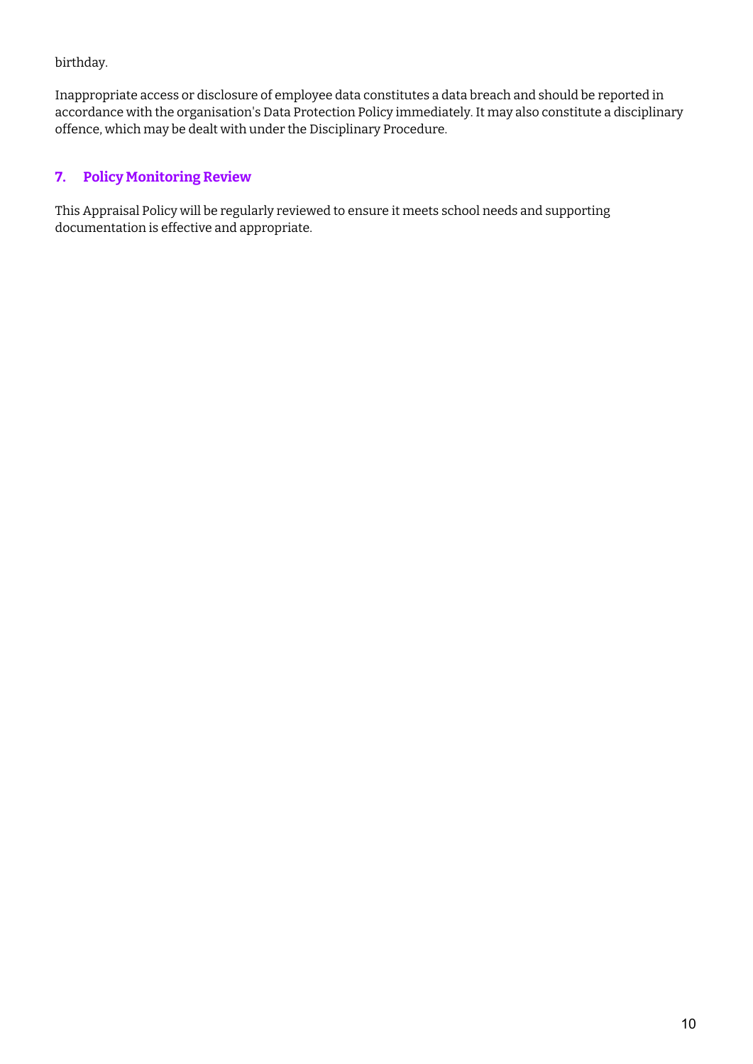birthday.

Inappropriate access or disclosure of employee data constitutes a data breach and should be reported in accordance with the organisation's Data Protection Policy immediately. It may also constitute a disciplinary offence, which may be dealt with under the Disciplinary Procedure.

## 7. Policy Monitoring Review

This Appraisal Policy will be regularly reviewed to ensure it meets school needs and supporting documentation is effective and appropriate.